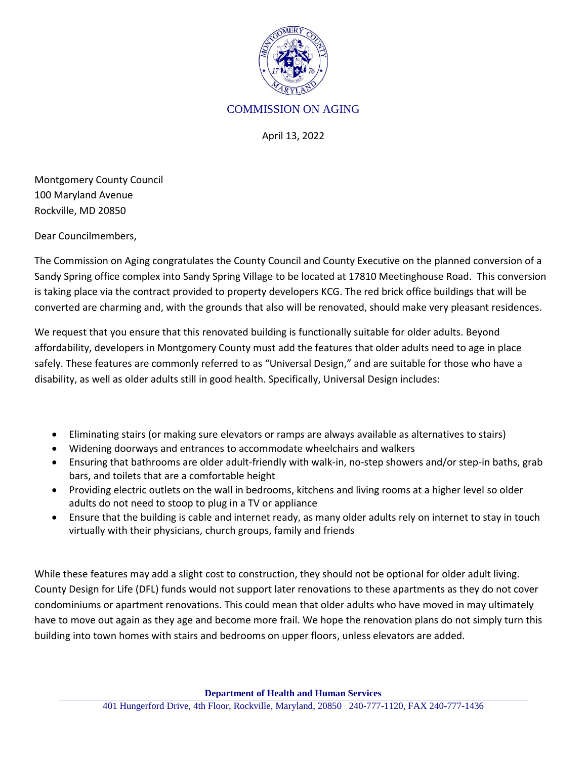COMMISSION ON AGING

April 13, 2022

Montgomery County Council
100 Maryland Avenue
Rockville, MD 20850

Dear Councilmembers,

The Commission on Aging congratulates the County Council and County Executive on the planned conversion of a Sandy Spring office complex into Sandy Spring Village to be located at 17810 Meetinghouse Road. This conversion is taking place via the contract provided to property developers KCG. The red brick office buildings that will be converted are charming and, with the grounds that also will be renovated, should make very pleasant residences.

We request that you ensure that this renovated building is functionally suitable for older adults. Beyond affordability, developers in Montgomery County must add the features that older adults need to age in place safely. These features are commonly referred to as "Universal Design," and are suitable for those who have a disability, as well as older adults still in good health. Specifically, Universal Design includes:

- Eliminating stairs (or making sure elevators or ramps are always available as alternatives to stairs)
- Widening doorways and entrances to accommodate wheelchairs and walkers
- Ensuring that bathrooms are older adult-friendly with walk-in, no-step showers and/or step-in baths, grab bars, and toilets that are a comfortable height
- Providing electric outlets on the wall in bedrooms, kitchens and living rooms at a higher level so older adults do not need to stoop to plug in a TV or appliance
- Ensure that the building is cable and internet ready, as many older adults rely on internet to stay in touch virtually with their physicians, church groups, family and friends

While these features may add a slight cost to construction, they should not be optional for older adult living. County Design for Life (DFL) funds would not support later renovations to these apartments as they do not cover condominiums or apartment renovations. This could mean that older adults who have moved in may ultimately have to move out again as they age and become more frail. We hope the renovation plans do not simply turn this building into town homes with stairs and bedrooms on upper floors, unless elevators are added.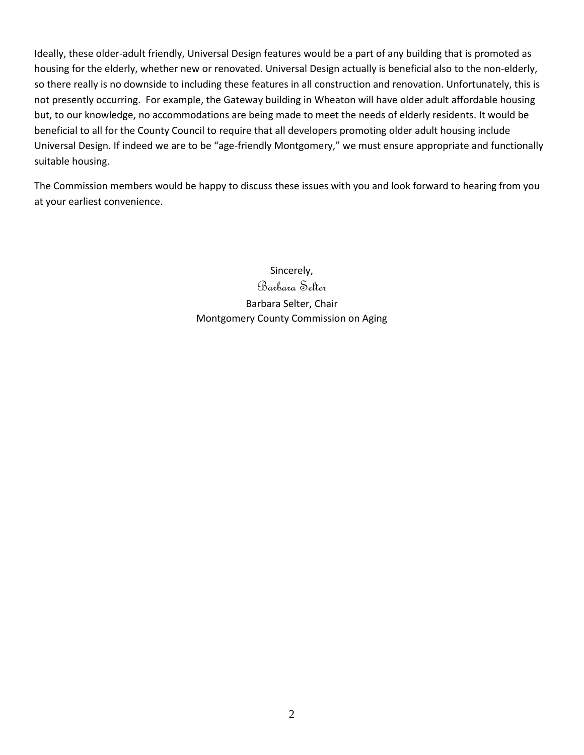Ideally, these older-adult friendly, Universal Design features would be a part of any building that is promoted as housing for the elderly, whether new or renovated. Universal Design actually is beneficial also to the non-elderly, so there really is no downside to including these features in all construction and renovation. Unfortunately, this is not presently occurring. For example, the Gateway building in Wheaton will have older adult affordable housing but, to our knowledge, no accommodations are being made to meet the needs of elderly residents. It would be beneficial to all for the County Council to require that all developers promoting older adult housing include Universal Design. If indeed we are to be "age-friendly Montgomery," we must ensure appropriate and functionally suitable housing.

The Commission members would be happy to discuss these issues with you and look forward to hearing from you at your earliest convenience.

Sincerely,

*Barbara Selter*

Barbara Selter, Chair
Montgomery County Commission on Aging